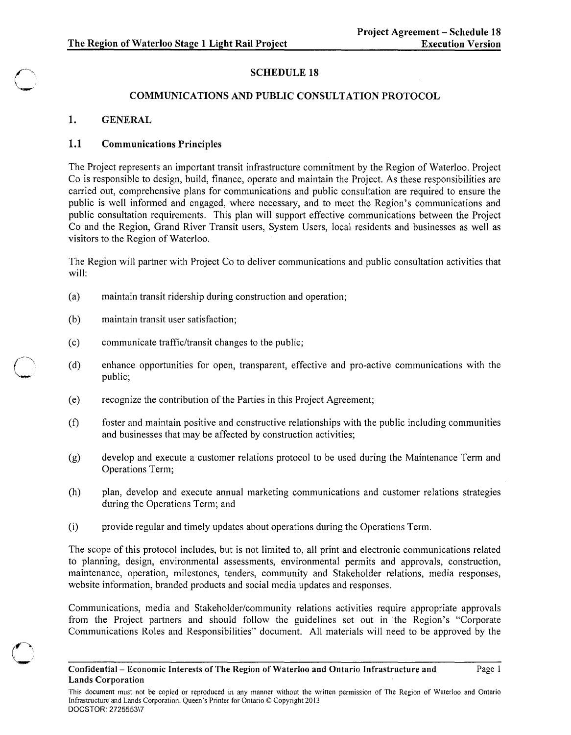# SCHEDULE 18

## COMMUNICATIONS AND PUBLIC CONSULTATION PROTOCOL

### 1. GENERAL

### 1.1 Communications Principles

The Project represents an important transit infrastructure commitment by the Region of Waterloo. Project Co is responsible to design, build, finance, operate and maintain the Project. As these responsibilities are carried out, comprehensive plans for communications and public consultation are required to ensure the public is well informed and engaged, where necessary, and to meet the Region's communications and public consultation requirements. This plan will support effective communications between the Project Co and the Region, Grand River Transit users, System Users, local residents and businesses as well as visitors to the Region of Waterloo.

The Region will partner with Project Co to deliver communications and public consultation activities that will:

(a) maintain transit ridership during construction and operation;

(b) maintain transit user satisfaction;

(c) communicate traffic/transit changes to the public;

(d) enhance opportunities for open, transparent, effective and pro-active communications with the public;

(e) recognize the contribution of the Parties in this Project Agreement;

(f) foster and maintain positive and constructive relationships with the public including communities and businesses that may be affected by construction activities;

(g) develop and execute a customer relations protocol to be used during the Maintenance Term and Operations Term;

(h) plan, develop and execute annual marketing communications and customer relations strategies during the Operations Term; and

(i) provide regular and timely updates about operations during the Operations Term.

The scope of this protocol includes, but is not limited to, all print and electronic communications related to planning, design, environmental assessments, environmental permits and approvals, construction, maintenance, operation, milestones, tenders, community and Stakeholder relations, media responses, website information, branded products and social media updates and responses.

Communications, media and Stakeholder/community relations activities require appropriate approvals from the Project partners and should follow the guidelines set out in the Region's "Corporate Communications Roles and Responsibilities" document. All materials will need to be approved by the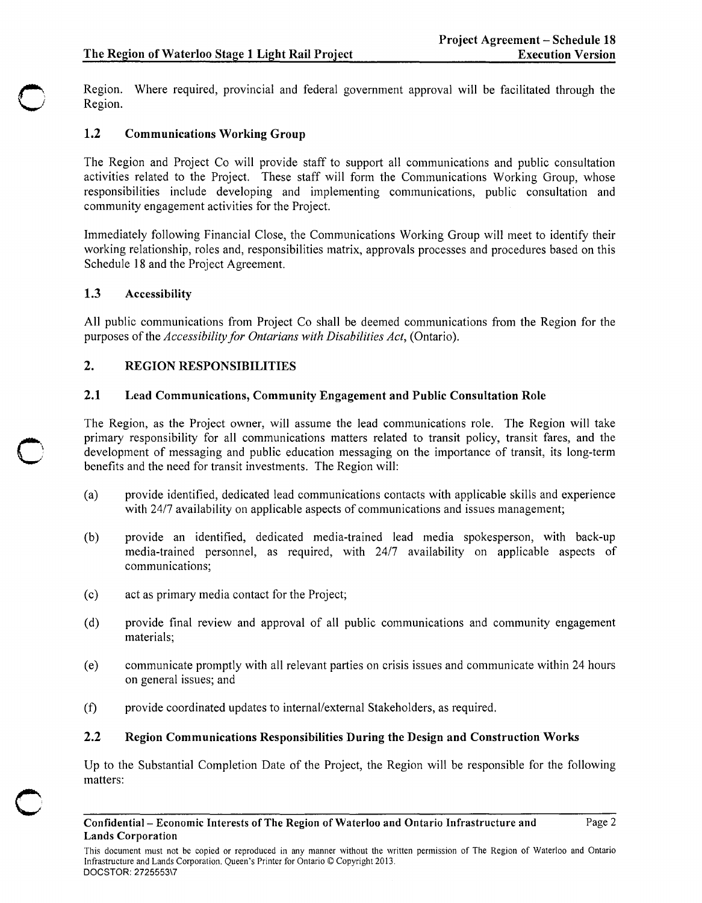Region. Where required, provincial and federal government approval will be facilitated through the Region.

### 1.2 Communications Working Group

The Region and Project Co will provide staff to support all communications and public consultation activities related to the Project. These staff will form the Communications Working Group, whose responsibilities include developing and implementing communications, public consultation and community engagement activities for the Project.

Immediately following Financial Close, the Communications Working Group will meet to identify their working relationship, roles and, responsibilities matrix, approvals processes and procedures based on this Schedule 18 and the Project Agreement.

### 1.3 Accessibility

All public communications from Project Co shall be deemed communications from the Region for the purposes of the *Accessibility for Ontarians with Disabilities Act*, (Ontario).

## 2. REGION RESPONSIBILITIES

### 2.1 Lead Communications, Community Engagement and Public Consultation Role

The Region, as the Project owner, will assume the lead communications role. The Region will take primary responsibility for all communications matters related to transit policy, transit fares, and the development of messaging and public education messaging on the importance of transit, its long-term benefits and the need for transit investments. The Region will:

(a) provide identified, dedicated lead communications contacts with applicable skills and experience with 24/7 availability on applicable aspects of communications and issues management;

(b) provide an identified, dedicated media-trained lead media spokesperson, with back-up media-trained personnel, as required, with 24/7 availability on applicable aspects of communications;

(c) act as primary media contact for the Project;

(d) provide final review and approval of all public communications and community engagement materials;

(e) communicate promptly with all relevant parties on crisis issues and communicate within 24 hours on general issues; and

(f) provide coordinated updates to internal/external Stakeholders, as required.

### 2.2 Region Communications Responsibilities During the Design and Construction Works

Up to the Substantial Completion Date of the Project, the Region will be responsible for the following matters: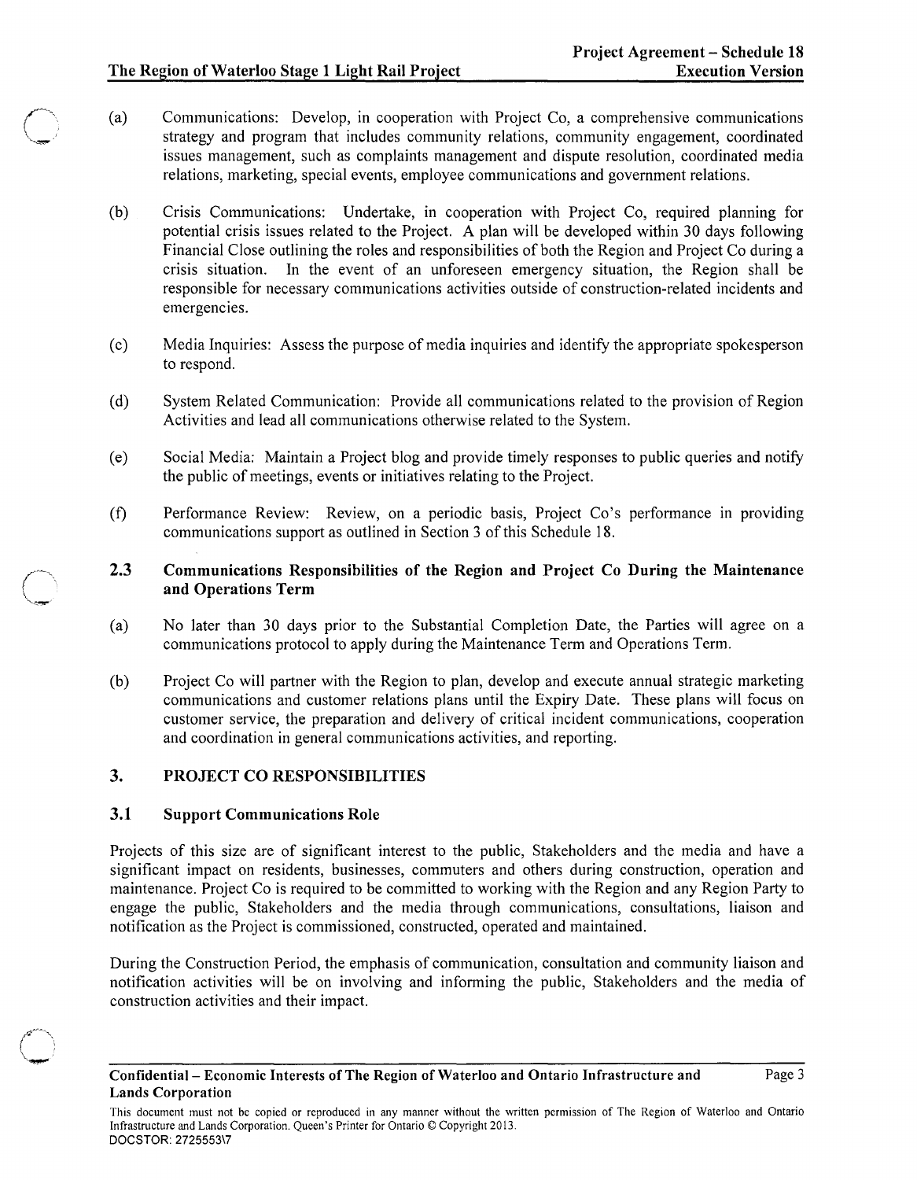(a) Communications: Develop, in cooperation with Project Co, a comprehensive communications strategy and program that includes community relations, community engagement, coordinated issues management, such as complaints management and dispute resolution, coordinated media relations, marketing, special events, employee communications and government relations.

(b) Crisis Communications: Undertake, in cooperation with Project Co, required planning for potential crisis issues related to the Project. A plan will be developed within 30 days following Financial Close outlining the roles and responsibilities of both the Region and Project Co during a crisis situation. In the event of an unforeseen emergency situation, the Region shall be responsible for necessary communications activities outside of construction-related incidents and emergencies.

(c) Media Inquiries: Assess the purpose of media inquiries and identify the appropriate spokesperson to respond.

(d) System Related Communication: Provide all communications related to the provision of Region Activities and lead all communications otherwise related to the System.

(e) Social Media: Maintain a Project blog and provide timely responses to public queries and notify the public of meetings, events or initiatives relating to the Project.

(f) Performance Review: Review, on a periodic basis, Project Co's performance in providing communications support as outlined in Section 3 of this Schedule 18.

### 2.3 Communications Responsibilities of the Region and Project Co During the Maintenance and Operations Term

(a) No later than 30 days prior to the Substantial Completion Date, the Parties will agree on a communications protocol to apply during the Maintenance Term and Operations Term.

(b) Project Co will partner with the Region to plan, develop and execute annual strategic marketing communications and customer relations plans until the Expiry Date. These plans will focus on customer service, the preparation and delivery of critical incident communications, cooperation and coordination in general communications activities, and reporting.

## 3. PROJECT CO RESPONSIBILITIES

### 3.1 Support Communications Role

Projects of this size are of significant interest to the public, Stakeholders and the media and have a significant impact on residents, businesses, commuters and others during construction, operation and maintenance. Project Co is required to be committed to working with the Region and any Region Party to engage the public, Stakeholders and the media through communications, consultations, liaison and notification as the Project is commissioned, constructed, operated and maintained.

During the Construction Period, the emphasis of communication, consultation and community liaison and notification activities will be on involving and informing the public, Stakeholders and the media of construction activities and their impact.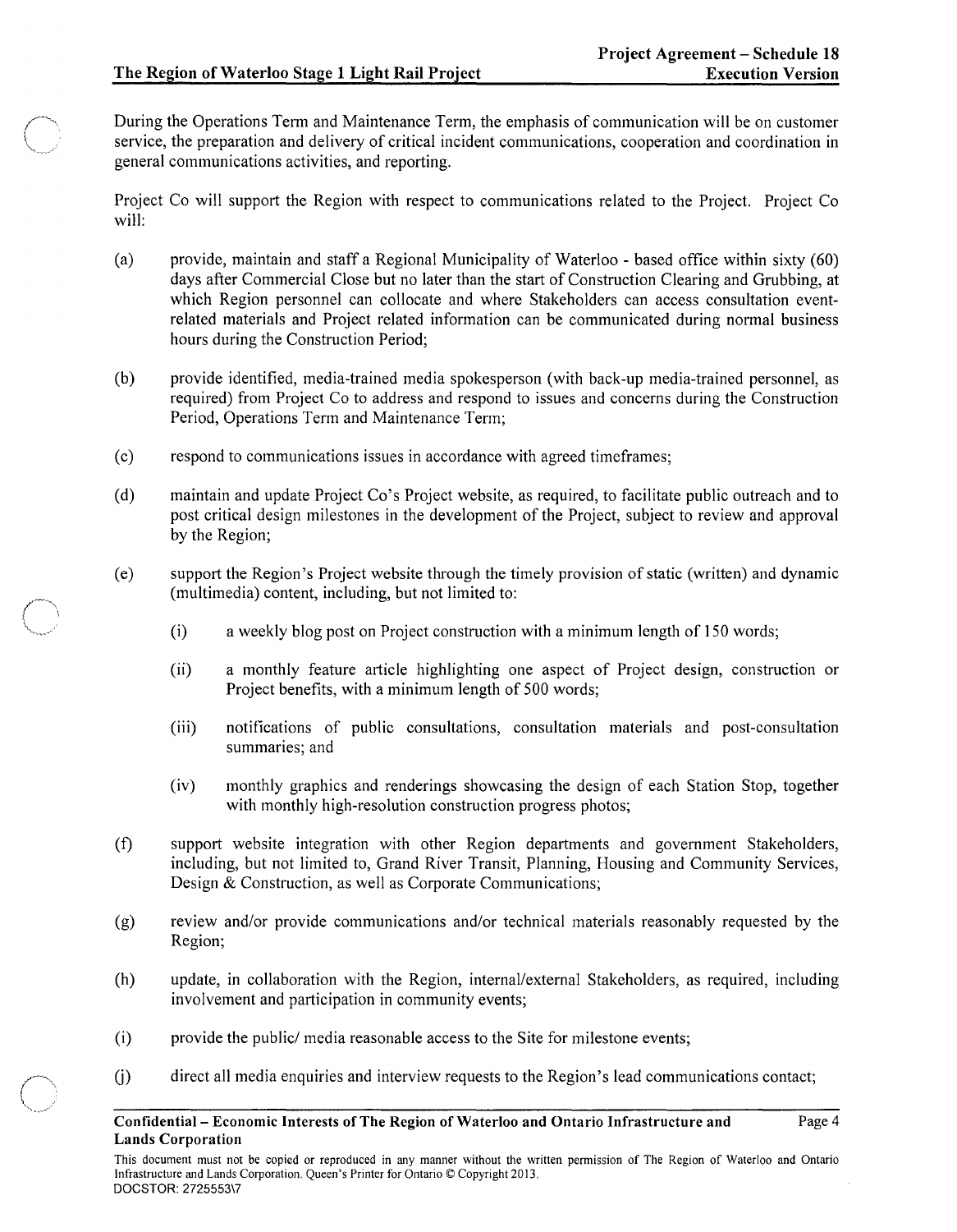During the Operations Term and Maintenance Term, the emphasis of communication will be on customer service, the preparation and delivery of critical incident communications, cooperation and coordination in general communications activities, and reporting.

Project Co will support the Region with respect to communications related to the Project. Project Co will:

(a) provide, maintain and staff a Regional Municipality of Waterloo - based office within sixty (60) days after Commercial Close but no later than the start of Construction Clearing and Grubbing, at which Region personnel can collocate and where Stakeholders can access consultation event-related materials and Project related information can be communicated during normal business hours during the Construction Period;

(b) provide identified, media-trained media spokesperson (with back-up media-trained personnel, as required) from Project Co to address and respond to issues and concerns during the Construction Period, Operations Term and Maintenance Term;

(c) respond to communications issues in accordance with agreed timeframes;

(d) maintain and update Project Co's Project website, as required, to facilitate public outreach and to post critical design milestones in the development of the Project, subject to review and approval by the Region;

(e) support the Region's Project website through the timely provision of static (written) and dynamic (multimedia) content, including, but not limited to:

  (i) a weekly blog post on Project construction with a minimum length of 150 words;

  (ii) a monthly feature article highlighting one aspect of Project design, construction or Project benefits, with a minimum length of 500 words;

  (iii) notifications of public consultations, consultation materials and post-consultation summaries; and

  (iv) monthly graphics and renderings showcasing the design of each Station Stop, together with monthly high-resolution construction progress photos;

(f) support website integration with other Region departments and government Stakeholders, including, but not limited to, Grand River Transit, Planning, Housing and Community Services, Design & Construction, as well as Corporate Communications;

(g) review and/or provide communications and/or technical materials reasonably requested by the Region;

(h) update, in collaboration with the Region, internal/external Stakeholders, as required, including involvement and participation in community events;

(i) provide the public/ media reasonable access to the Site for milestone events;

(j) direct all media enquiries and interview requests to the Region's lead communications contact;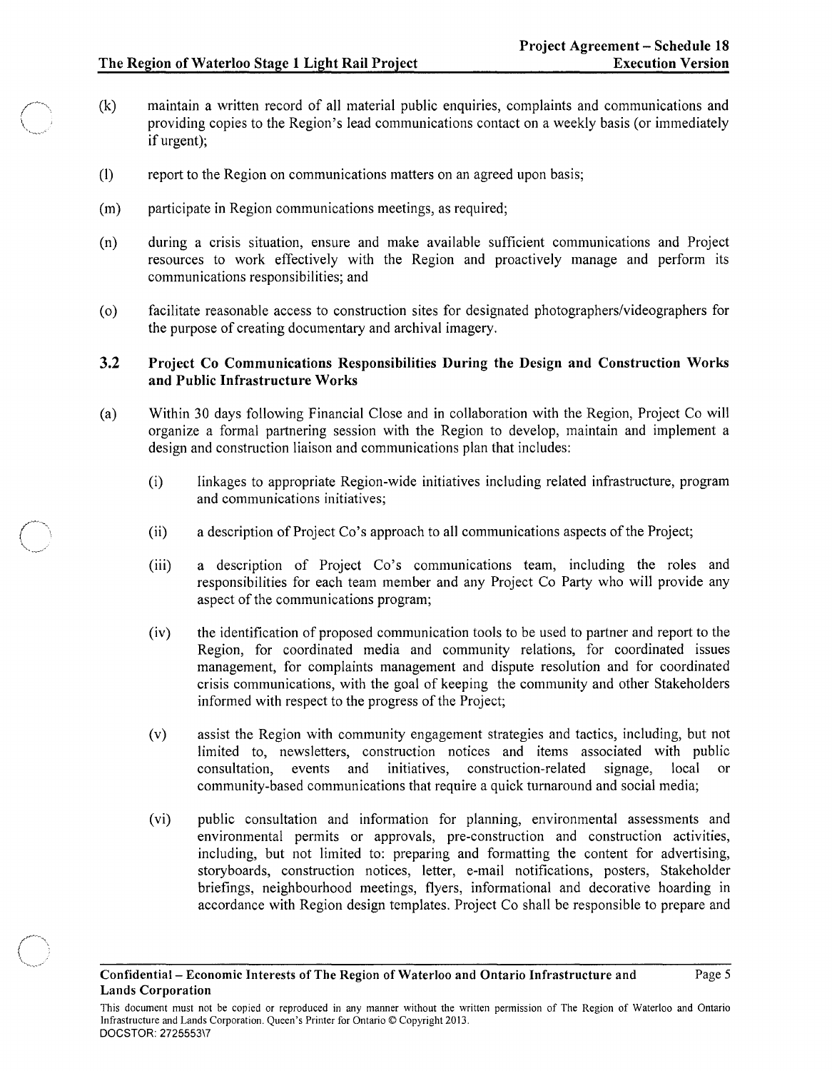(k) maintain a written record of all material public enquiries, complaints and communications and providing copies to the Region's lead communications contact on a weekly basis (or immediately if urgent);

(l) report to the Region on communications matters on an agreed upon basis;

(m) participate in Region communications meetings, as required;

(n) during a crisis situation, ensure and make available sufficient communications and Project resources to work effectively with the Region and proactively manage and perform its communications responsibilities; and

(o) facilitate reasonable access to construction sites for designated photographers/videographers for the purpose of creating documentary and archival imagery.

### 3.2 Project Co Communications Responsibilities During the Design and Construction Works and Public Infrastructure Works

(a) Within 30 days following Financial Close and in collaboration with the Region, Project Co will organize a formal partnering session with the Region to develop, maintain and implement a design and construction liaison and communications plan that includes:

(i) linkages to appropriate Region-wide initiatives including related infrastructure, program and communications initiatives;

(ii) a description of Project Co's approach to all communications aspects of the Project;

(iii) a description of Project Co's communications team, including the roles and responsibilities for each team member and any Project Co Party who will provide any aspect of the communications program;

(iv) the identification of proposed communication tools to be used to partner and report to the Region, for coordinated media and community relations, for coordinated issues management, for complaints management and dispute resolution and for coordinated crisis communications, with the goal of keeping the community and other Stakeholders informed with respect to the progress of the Project;

(v) assist the Region with community engagement strategies and tactics, including, but not limited to, newsletters, construction notices and items associated with public consultation, events and initiatives, construction-related signage, local or community-based communications that require a quick turnaround and social media;

(vi) public consultation and information for planning, environmental assessments and environmental permits or approvals, pre-construction and construction activities, including, but not limited to: preparing and formatting the content for advertising, storyboards, construction notices, letter, e-mail notifications, posters, Stakeholder briefings, neighbourhood meetings, flyers, informational and decorative hoarding in accordance with Region design templates. Project Co shall be responsible to prepare and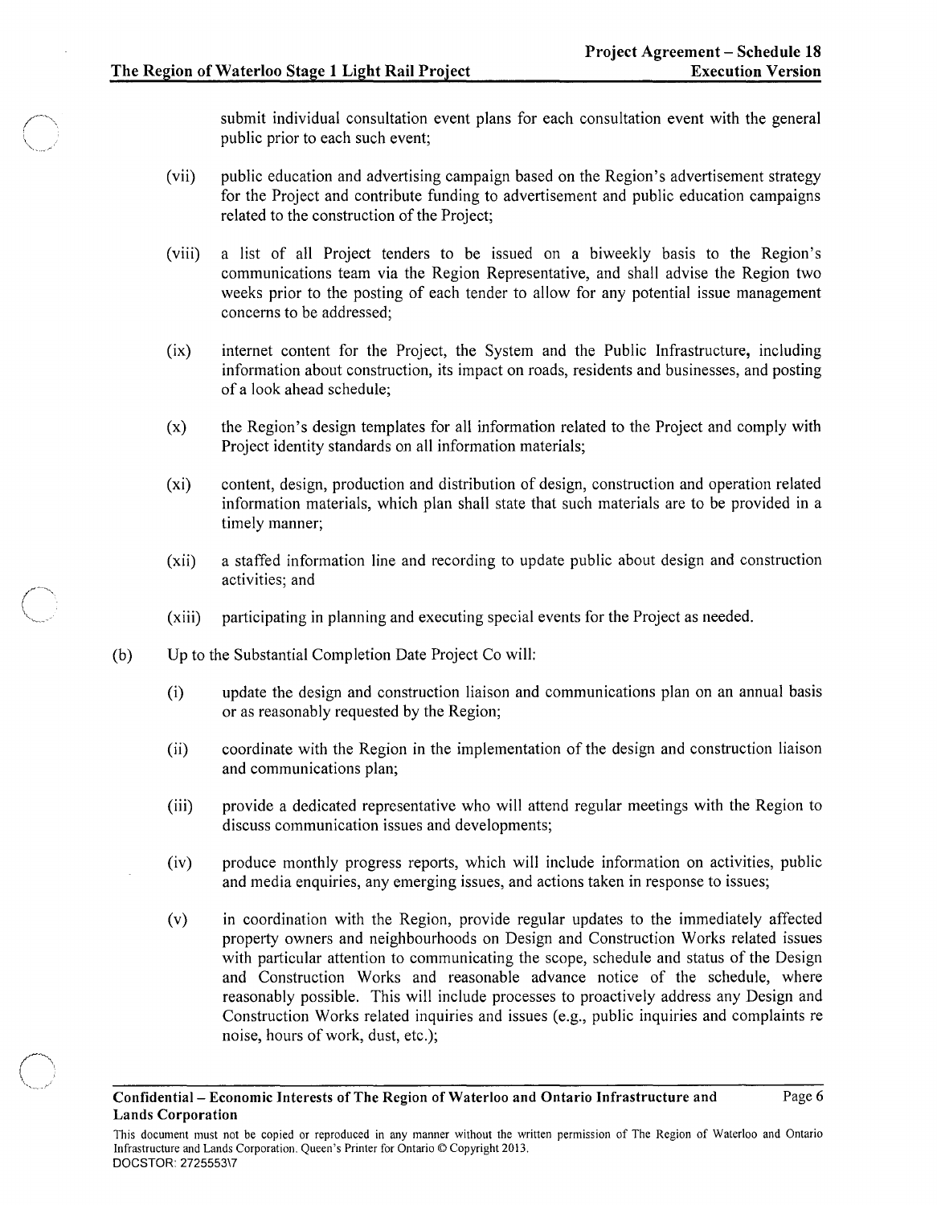submit individual consultation event plans for each consultation event with the general public prior to each such event;

(vii) public education and advertising campaign based on the Region's advertisement strategy for the Project and contribute funding to advertisement and public education campaigns related to the construction of the Project;

(viii) a list of all Project tenders to be issued on a biweekly basis to the Region's communications team via the Region Representative, and shall advise the Region two weeks prior to the posting of each tender to allow for any potential issue management concerns to be addressed;

(ix) internet content for the Project, the System and the Public Infrastructure, including information about construction, its impact on roads, residents and businesses, and posting of a look ahead schedule;

(x) the Region's design templates for all information related to the Project and comply with Project identity standards on all information materials;

(xi) content, design, production and distribution of design, construction and operation related information materials, which plan shall state that such materials are to be provided in a timely manner;

(xii) a staffed information line and recording to update public about design and construction activities; and

(xiii) participating in planning and executing special events for the Project as needed.

(b) Up to the Substantial Completion Date Project Co will:

(i) update the design and construction liaison and communications plan on an annual basis or as reasonably requested by the Region;

(ii) coordinate with the Region in the implementation of the design and construction liaison and communications plan;

(iii) provide a dedicated representative who will attend regular meetings with the Region to discuss communication issues and developments;

(iv) produce monthly progress reports, which will include information on activities, public and media enquiries, any emerging issues, and actions taken in response to issues;

(v) in coordination with the Region, provide regular updates to the immediately affected property owners and neighbourhoods on Design and Construction Works related issues with particular attention to communicating the scope, schedule and status of the Design and Construction Works and reasonable advance notice of the schedule, where reasonably possible. This will include processes to proactively address any Design and Construction Works related inquiries and issues (e.g., public inquiries and complaints re noise, hours of work, dust, etc.);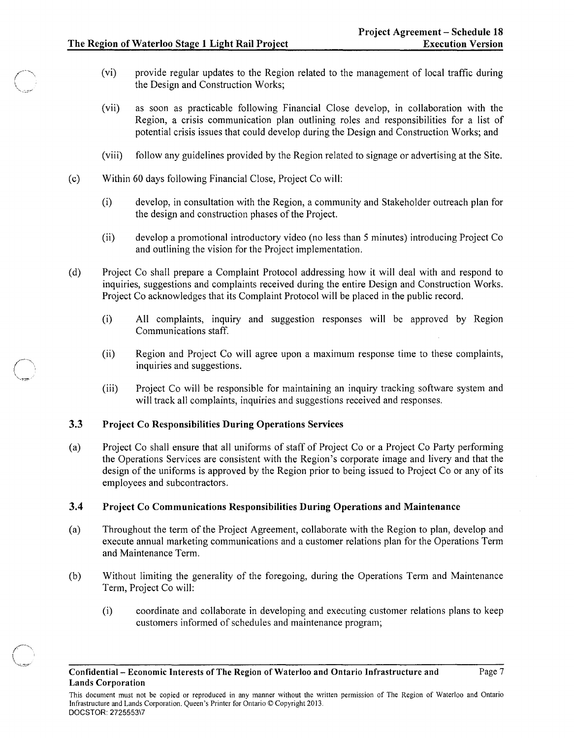(vi) provide regular updates to the Region related to the management of local traffic during the Design and Construction Works;

(vii) as soon as practicable following Financial Close develop, in collaboration with the Region, a crisis communication plan outlining roles and responsibilities for a list of potential crisis issues that could develop during the Design and Construction Works; and

(viii) follow any guidelines provided by the Region related to signage or advertising at the Site.

(c) Within 60 days following Financial Close, Project Co will:

(i) develop, in consultation with the Region, a community and Stakeholder outreach plan for the design and construction phases of the Project.

(ii) develop a promotional introductory video (no less than 5 minutes) introducing Project Co and outlining the vision for the Project implementation.

(d) Project Co shall prepare a Complaint Protocol addressing how it will deal with and respond to inquiries, suggestions and complaints received during the entire Design and Construction Works. Project Co acknowledges that its Complaint Protocol will be placed in the public record.

(i) All complaints, inquiry and suggestion responses will be approved by Region Communications staff.

(ii) Region and Project Co will agree upon a maximum response time to these complaints, inquiries and suggestions.

(iii) Project Co will be responsible for maintaining an inquiry tracking software system and will track all complaints, inquiries and suggestions received and responses.

### 3.3 Project Co Responsibilities During Operations Services

(a) Project Co shall ensure that all uniforms of staff of Project Co or a Project Co Party performing the Operations Services are consistent with the Region's corporate image and livery and that the design of the uniforms is approved by the Region prior to being issued to Project Co or any of its employees and subcontractors.

### 3.4 Project Co Communications Responsibilities During Operations and Maintenance

(a) Throughout the term of the Project Agreement, collaborate with the Region to plan, develop and execute annual marketing communications and a customer relations plan for the Operations Term and Maintenance Term.

(b) Without limiting the generality of the foregoing, during the Operations Term and Maintenance Term, Project Co will:

(i) coordinate and collaborate in developing and executing customer relations plans to keep customers informed of schedules and maintenance program;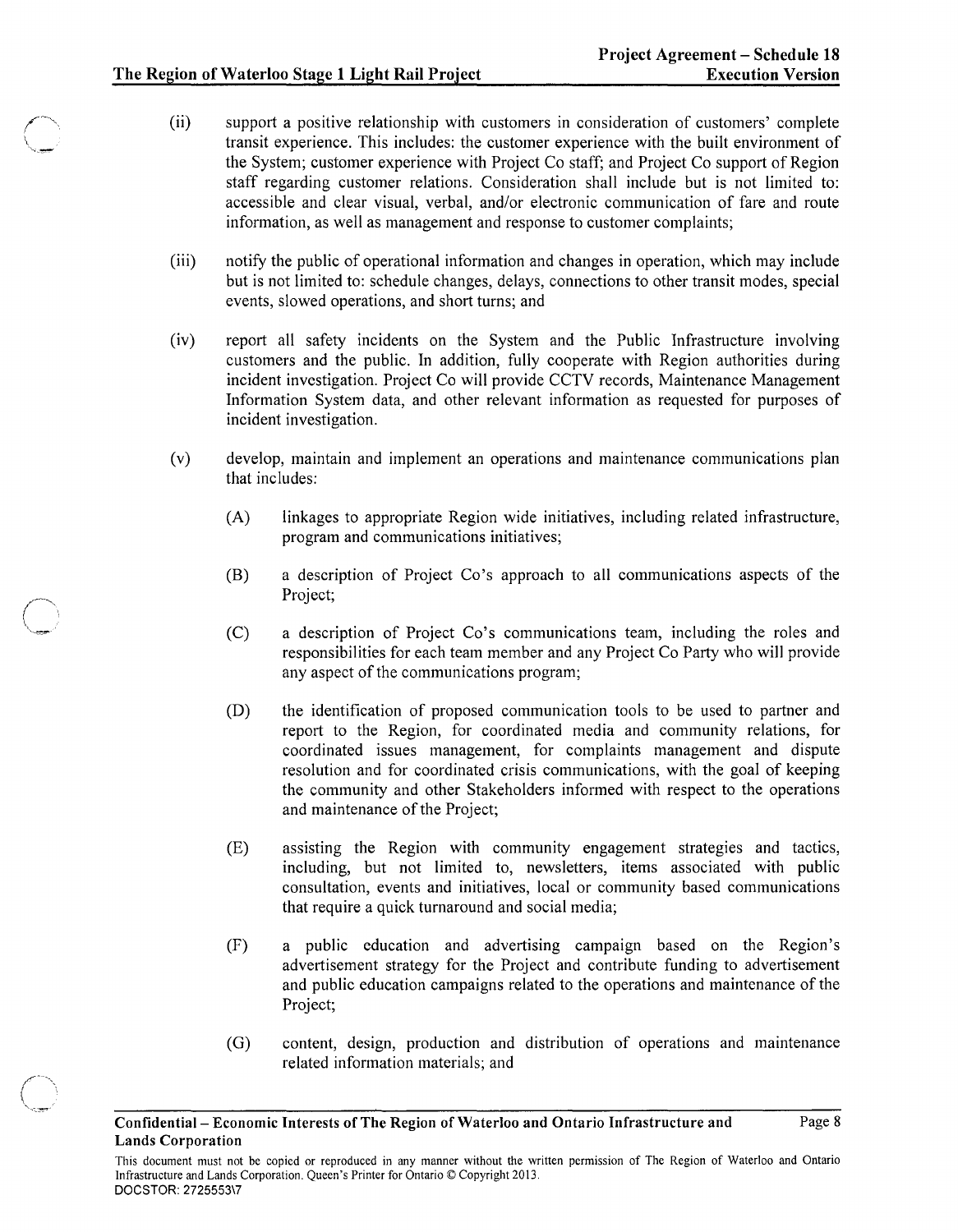(ii) support a positive relationship with customers in consideration of customers' complete transit experience. This includes: the customer experience with the built environment of the System; customer experience with Project Co staff; and Project Co support of Region staff regarding customer relations. Consideration shall include but is not limited to: accessible and clear visual, verbal, and/or electronic communication of fare and route information, as well as management and response to customer complaints;

(iii) notify the public of operational information and changes in operation, which may include but is not limited to: schedule changes, delays, connections to other transit modes, special events, slowed operations, and short turns; and

(iv) report all safety incidents on the System and the Public Infrastructure involving customers and the public. In addition, fully cooperate with Region authorities during incident investigation. Project Co will provide CCTV records, Maintenance Management Information System data, and other relevant information as requested for purposes of incident investigation.

(v) develop, maintain and implement an operations and maintenance communications plan that includes:

(A) linkages to appropriate Region wide initiatives, including related infrastructure, program and communications initiatives;

(B) a description of Project Co's approach to all communications aspects of the Project;

(C) a description of Project Co's communications team, including the roles and responsibilities for each team member and any Project Co Party who will provide any aspect of the communications program;

(D) the identification of proposed communication tools to be used to partner and report to the Region, for coordinated media and community relations, for coordinated issues management, for complaints management and dispute resolution and for coordinated crisis communications, with the goal of keeping the community and other Stakeholders informed with respect to the operations and maintenance of the Project;

(E) assisting the Region with community engagement strategies and tactics, including, but not limited to, newsletters, items associated with public consultation, events and initiatives, local or community based communications that require a quick turnaround and social media;

(F) a public education and advertising campaign based on the Region's advertisement strategy for the Project and contribute funding to advertisement and public education campaigns related to the operations and maintenance of the Project;

(G) content, design, production and distribution of operations and maintenance related information materials; and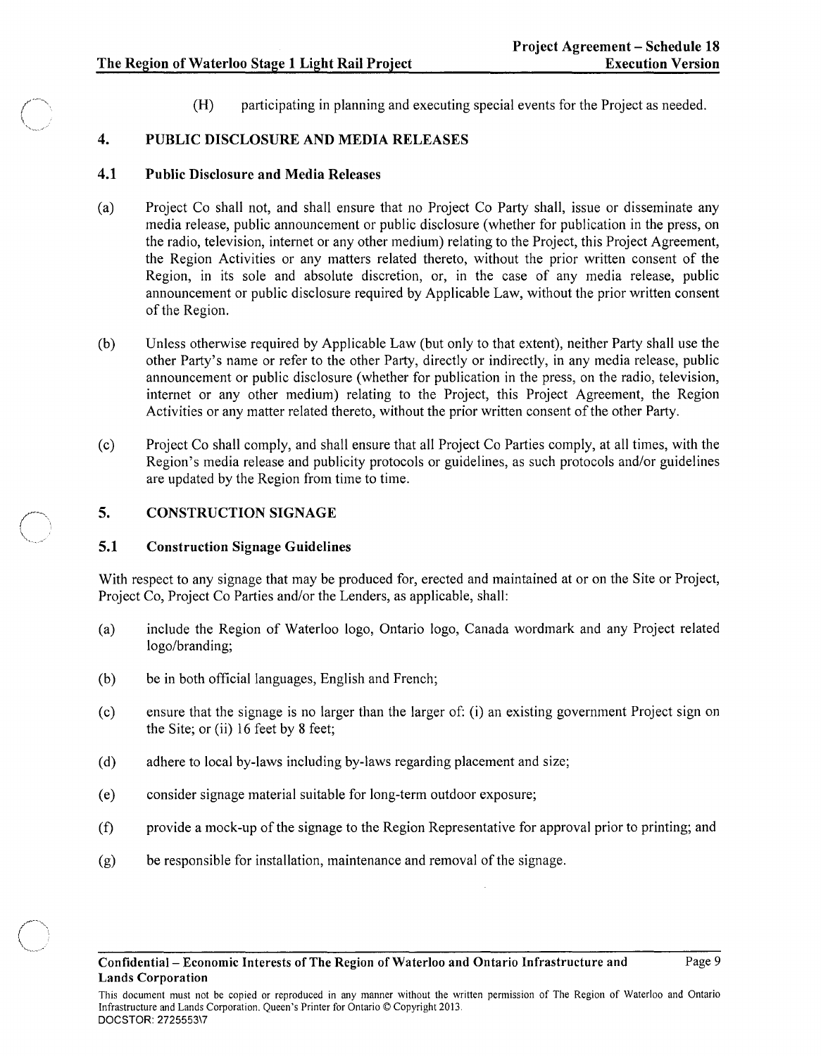(H) participating in planning and executing special events for the Project as needed.

## 4. PUBLIC DISCLOSURE AND MEDIA RELEASES

### 4.1 Public Disclosure and Media Releases

(a) Project Co shall not, and shall ensure that no Project Co Party shall, issue or disseminate any media release, public announcement or public disclosure (whether for publication in the press, on the radio, television, internet or any other medium) relating to the Project, this Project Agreement, the Region Activities or any matters related thereto, without the prior written consent of the Region, in its sole and absolute discretion, or, in the case of any media release, public announcement or public disclosure required by Applicable Law, without the prior written consent of the Region.

(b) Unless otherwise required by Applicable Law (but only to that extent), neither Party shall use the other Party's name or refer to the other Party, directly or indirectly, in any media release, public announcement or public disclosure (whether for publication in the press, on the radio, television, internet or any other medium) relating to the Project, this Project Agreement, the Region Activities or any matter related thereto, without the prior written consent of the other Party.

(c) Project Co shall comply, and shall ensure that all Project Co Parties comply, at all times, with the Region's media release and publicity protocols or guidelines, as such protocols and/or guidelines are updated by the Region from time to time.

## 5. CONSTRUCTION SIGNAGE

### 5.1 Construction Signage Guidelines

With respect to any signage that may be produced for, erected and maintained at or on the Site or Project, Project Co, Project Co Parties and/or the Lenders, as applicable, shall:

(a) include the Region of Waterloo logo, Ontario logo, Canada wordmark and any Project related logo/branding;

(b) be in both official languages, English and French;

(c) ensure that the signage is no larger than the larger of: (i) an existing government Project sign on the Site; or (ii) 16 feet by 8 feet;

(d) adhere to local by-laws including by-laws regarding placement and size;

(e) consider signage material suitable for long-term outdoor exposure;

(f) provide a mock-up of the signage to the Region Representative for approval prior to printing; and

(g) be responsible for installation, maintenance and removal of the signage.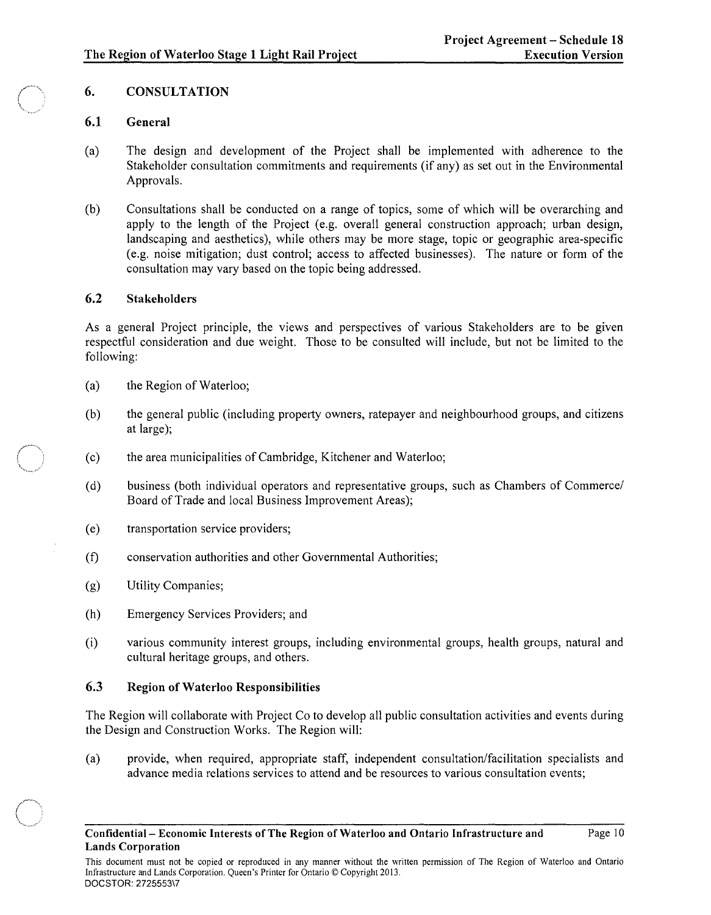## 6. CONSULTATION

### 6.1 General

(a) The design and development of the Project shall be implemented with adherence to the Stakeholder consultation commitments and requirements (if any) as set out in the Environmental Approvals.

(b) Consultations shall be conducted on a range of topics, some of which will be overarching and apply to the length of the Project (e.g. overall general construction approach; urban design, landscaping and aesthetics), while others may be more stage, topic or geographic area-specific (e.g. noise mitigation; dust control; access to affected businesses). The nature or form of the consultation may vary based on the topic being addressed.

### 6.2 Stakeholders

As a general Project principle, the views and perspectives of various Stakeholders are to be given respectful consideration and due weight. Those to be consulted will include, but not be limited to the following:

(a) the Region of Waterloo;

(b) the general public (including property owners, ratepayer and neighbourhood groups, and citizens at large);

(c) the area municipalities of Cambridge, Kitchener and Waterloo;

(d) business (both individual operators and representative groups, such as Chambers of Commerce/ Board of Trade and local Business Improvement Areas);

(e) transportation service providers;

(f) conservation authorities and other Governmental Authorities;

(g) Utility Companies;

(h) Emergency Services Providers; and

(i) various community interest groups, including environmental groups, health groups, natural and cultural heritage groups, and others.

### 6.3 Region of Waterloo Responsibilities

The Region will collaborate with Project Co to develop all public consultation activities and events during the Design and Construction Works. The Region will:

(a) provide, when required, appropriate staff, independent consultation/facilitation specialists and advance media relations services to attend and be resources to various consultation events;

**Confidential – Economic Interests of The Region of Waterloo and Ontario Infrastructure and Lands Corporation**

This document must not be copied or reproduced in any manner without the written permission of The Region of Waterloo and Ontario Infrastructure and Lands Corporation. Queen's Printer for Ontario © Copyright 2013.
DOCSTOR: 2725553\7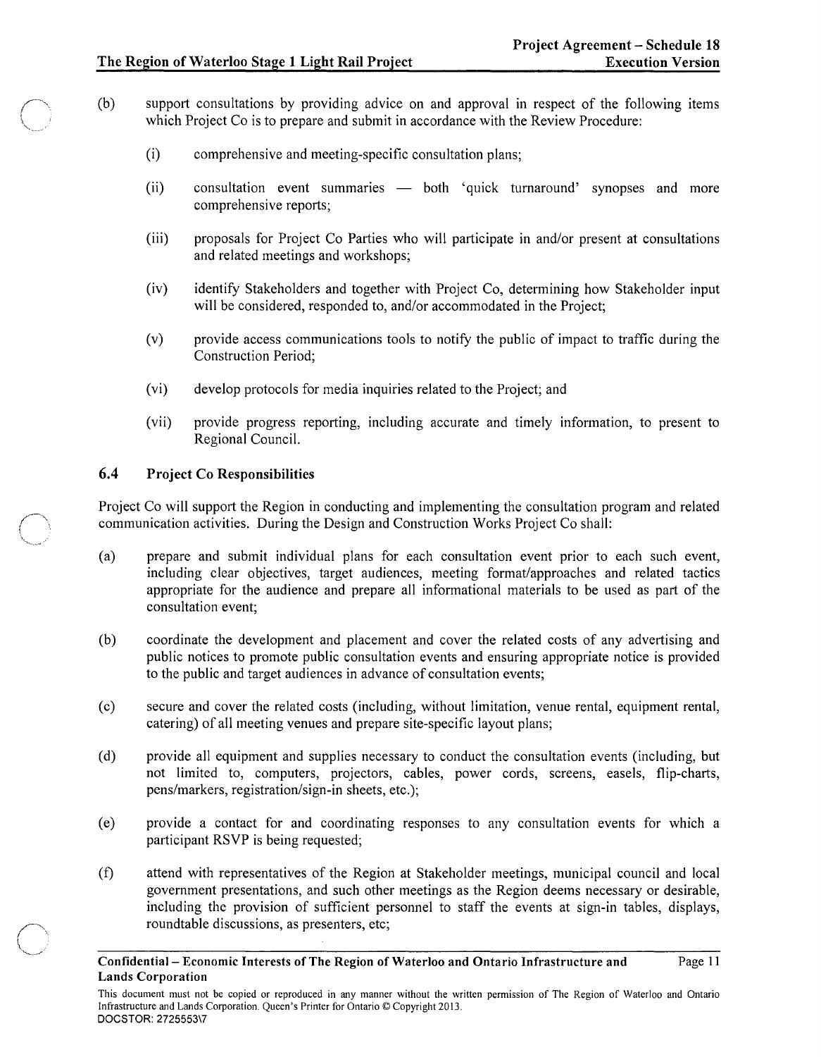(b) support consultations by providing advice on and approval in respect of the following items which Project Co is to prepare and submit in accordance with the Review Procedure:

    (i) comprehensive and meeting-specific consultation plans;

    (ii) consultation event summaries — both 'quick turnaround' synopses and more comprehensive reports;

    (iii) proposals for Project Co Parties who will participate in and/or present at consultations and related meetings and workshops;

    (iv) identify Stakeholders and together with Project Co, determining how Stakeholder input will be considered, responded to, and/or accommodated in the Project;

    (v) provide access communications tools to notify the public of impact to traffic during the Construction Period;

    (vi) develop protocols for media inquiries related to the Project; and

    (vii) provide progress reporting, including accurate and timely information, to present to Regional Council.

### 6.4 Project Co Responsibilities

Project Co will support the Region in conducting and implementing the consultation program and related communication activities. During the Design and Construction Works Project Co shall:

(a) prepare and submit individual plans for each consultation event prior to each such event, including clear objectives, target audiences, meeting format/approaches and related tactics appropriate for the audience and prepare all informational materials to be used as part of the consultation event;

(b) coordinate the development and placement and cover the related costs of any advertising and public notices to promote public consultation events and ensuring appropriate notice is provided to the public and target audiences in advance of consultation events;

(c) secure and cover the related costs (including, without limitation, venue rental, equipment rental, catering) of all meeting venues and prepare site-specific layout plans;

(d) provide all equipment and supplies necessary to conduct the consultation events (including, but not limited to, computers, projectors, cables, power cords, screens, easels, flip-charts, pens/markers, registration/sign-in sheets, etc.);

(e) provide a contact for and coordinating responses to any consultation events for which a participant RSVP is being requested;

(f) attend with representatives of the Region at Stakeholder meetings, municipal council and local government presentations, and such other meetings as the Region deems necessary or desirable, including the provision of sufficient personnel to staff the events at sign-in tables, displays, roundtable discussions, as presenters, etc;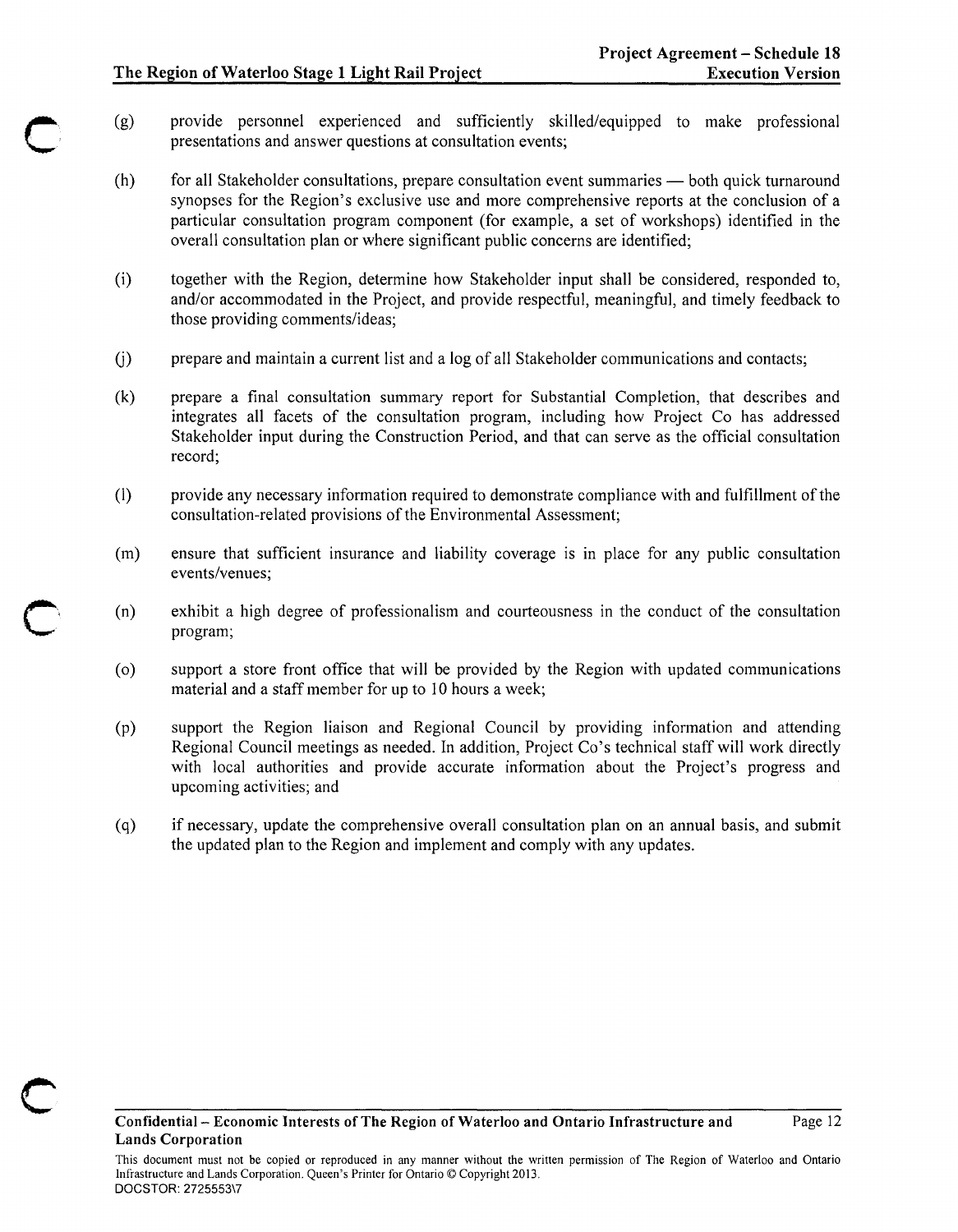(g) provide personnel experienced and sufficiently skilled/equipped to make professional presentations and answer questions at consultation events;

(h) for all Stakeholder consultations, prepare consultation event summaries — both quick turnaround synopses for the Region's exclusive use and more comprehensive reports at the conclusion of a particular consultation program component (for example, a set of workshops) identified in the overall consultation plan or where significant public concerns are identified;

(i) together with the Region, determine how Stakeholder input shall be considered, responded to, and/or accommodated in the Project, and provide respectful, meaningful, and timely feedback to those providing comments/ideas;

(j) prepare and maintain a current list and a log of all Stakeholder communications and contacts;

(k) prepare a final consultation summary report for Substantial Completion, that describes and integrates all facets of the consultation program, including how Project Co has addressed Stakeholder input during the Construction Period, and that can serve as the official consultation record;

(l) provide any necessary information required to demonstrate compliance with and fulfillment of the consultation-related provisions of the Environmental Assessment;

(m) ensure that sufficient insurance and liability coverage is in place for any public consultation events/venues;

(n) exhibit a high degree of professionalism and courteousness in the conduct of the consultation program;

(o) support a store front office that will be provided by the Region with updated communications material and a staff member for up to 10 hours a week;

(p) support the Region liaison and Regional Council by providing information and attending Regional Council meetings as needed. In addition, Project Co's technical staff will work directly with local authorities and provide accurate information about the Project's progress and upcoming activities; and

(q) if necessary, update the comprehensive overall consultation plan on an annual basis, and submit the updated plan to the Region and implement and comply with any updates.